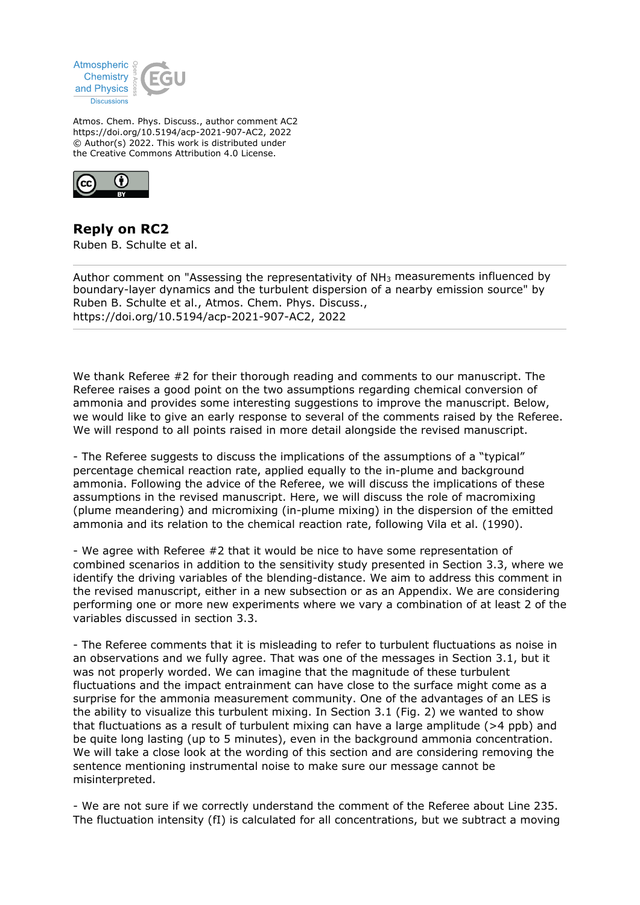Atmos. Chem. Phys. Discuss., author comment AC2
https://doi.org/10.5194/acp-2021-907-AC2, 2022
© Author(s) 2022. This work is distributed under
the Creative Commons Attribution 4.0 License.

## Reply on RC2

Ruben B. Schulte et al.

---

Author comment on "Assessing the representativity of $NH_3$ measurements influenced by boundary-layer dynamics and the turbulent dispersion of a nearby emission source" by Ruben B. Schulte et al., Atmos. Chem. Phys. Discuss., https://doi.org/10.5194/acp-2021-907-AC2, 2022

---

We thank Referee #2 for their thorough reading and comments to our manuscript. The Referee raises a good point on the two assumptions regarding chemical conversion of ammonia and provides some interesting suggestions to improve the manuscript. Below, we would like to give an early response to several of the comments raised by the Referee. We will respond to all points raised in more detail alongside the revised manuscript.

- The Referee suggests to discuss the implications of the assumptions of a "typical" percentage chemical reaction rate, applied equally to the in-plume and background ammonia. Following the advice of the Referee, we will discuss the implications of these assumptions in the revised manuscript. Here, we will discuss the role of macromixing (plume meandering) and micromixing (in-plume mixing) in the dispersion of the emitted ammonia and its relation to the chemical reaction rate, following Vila et al. (1990).

- We agree with Referee #2 that it would be nice to have some representation of combined scenarios in addition to the sensitivity study presented in Section 3.3, where we identify the driving variables of the blending-distance. We aim to address this comment in the revised manuscript, either in a new subsection or as an Appendix. We are considering performing one or more new experiments where we vary a combination of at least 2 of the variables discussed in section 3.3.

- The Referee comments that it is misleading to refer to turbulent fluctuations as noise in an observations and we fully agree. That was one of the messages in Section 3.1, but it was not properly worded. We can imagine that the magnitude of these turbulent fluctuations and the impact entrainment can have close to the surface might come as a surprise for the ammonia measurement community. One of the advantages of an LES is the ability to visualize this turbulent mixing. In Section 3.1 (Fig. 2) we wanted to show that fluctuations as a result of turbulent mixing can have a large amplitude (>4 ppb) and be quite long lasting (up to 5 minutes), even in the background ammonia concentration. We will take a close look at the wording of this section and are considering removing the sentence mentioning instrumental noise to make sure our message cannot be misinterpreted.

- We are not sure if we correctly understand the comment of the Referee about Line 235. The fluctuation intensity (fI) is calculated for all concentrations, but we subtract a moving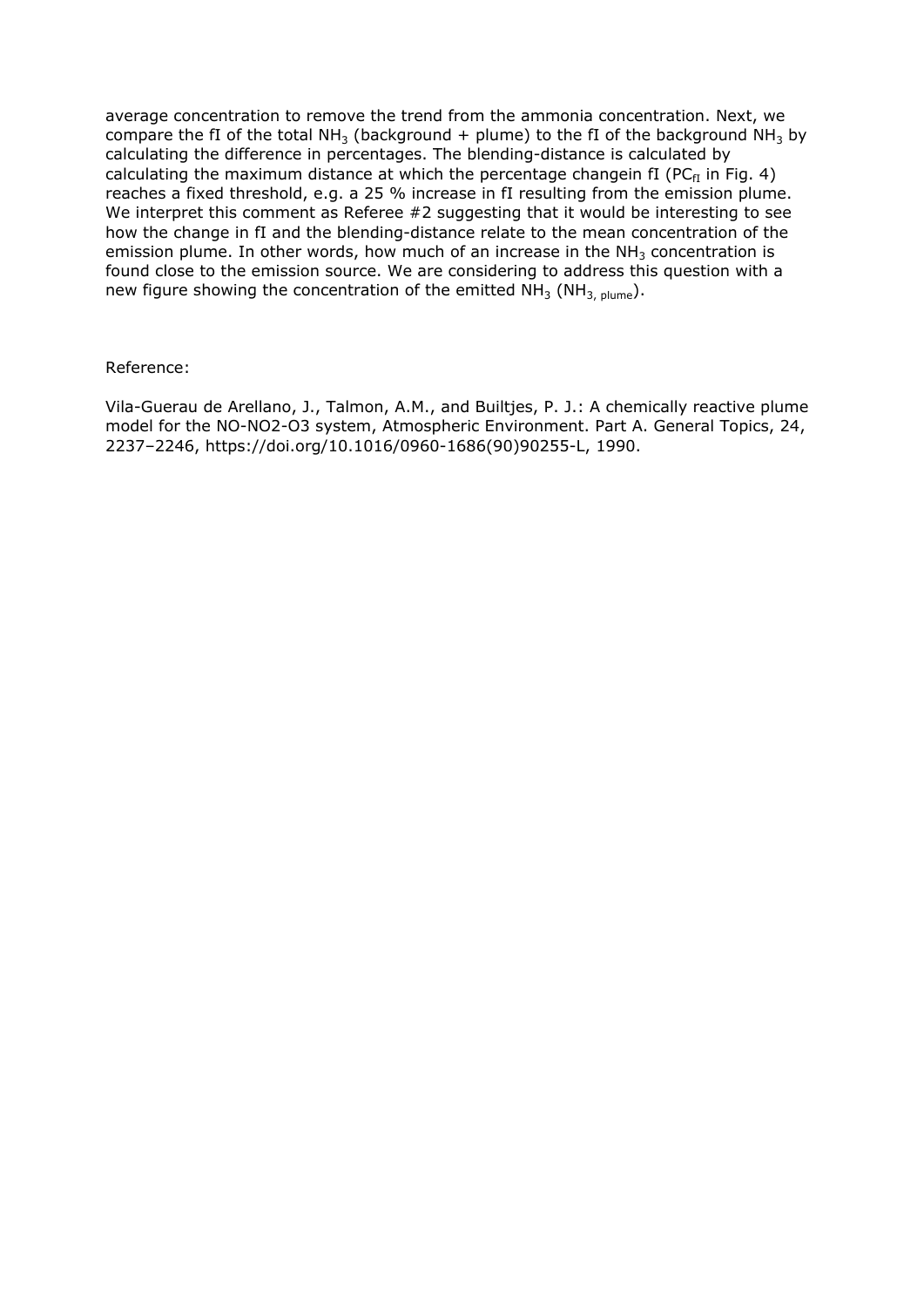average concentration to remove the trend from the ammonia concentration. Next, we compare the fI of the total $NH_3$ (background + plume) to the fI of the background $NH_3$ by calculating the difference in percentages. The blending-distance is calculated by calculating the maximum distance at which the percentage changein fI ($PC_{fI}$ in Fig. 4) reaches a fixed threshold, e.g. a 25 % increase in fI resulting from the emission plume. We interpret this comment as Referee #2 suggesting that it would be interesting to see how the change in fI and the blending-distance relate to the mean concentration of the emission plume. In other words, how much of an increase in the $NH_3$ concentration is found close to the emission source. We are considering to address this question with a new figure showing the concentration of the emitted $NH_3$ ($NH_{3,\ plume}$).

Reference:

Vila-Guerau de Arellano, J., Talmon, A.M., and Builtjes, P. J.: A chemically reactive plume model for the NO-NO2-O3 system, Atmospheric Environment. Part A. General Topics, 24, 2237–2246, https://doi.org/10.1016/0960-1686(90)90255-L, 1990.